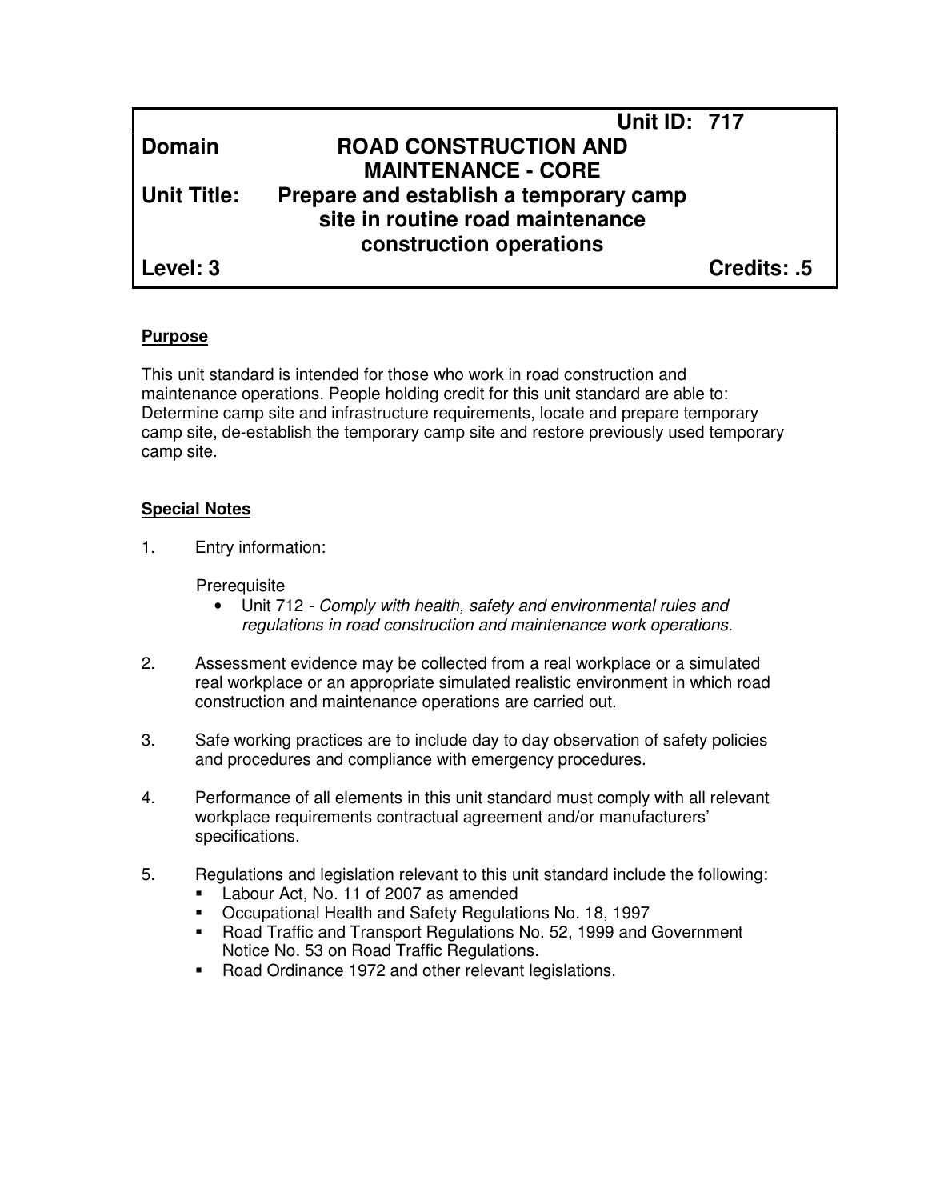| | | |
|---|---|---|
| | | **Unit ID: 717** |
| **Domain** | **ROAD CONSTRUCTION AND MAINTENANCE - CORE** | |
| **Unit Title:** | **Prepare and establish a temporary camp site in routine road maintenance construction operations** | |
| **Level: 3** | | **Credits: .5** |

## Purpose

This unit standard is intended for those who work in road construction and maintenance operations. People holding credit for this unit standard are able to: Determine camp site and infrastructure requirements, locate and prepare temporary camp site, de-establish the temporary camp site and restore previously used temporary camp site.

## Special Notes

1. Entry information:

   Prerequisite
   - Unit 712 - *Comply with health, safety and environmental rules and regulations in road construction and maintenance work operations.*

2. Assessment evidence may be collected from a real workplace or a simulated real workplace or an appropriate simulated realistic environment in which road construction and maintenance operations are carried out.

3. Safe working practices are to include day to day observation of safety policies and procedures and compliance with emergency procedures.

4. Performance of all elements in this unit standard must comply with all relevant workplace requirements contractual agreement and/or manufacturers' specifications.

5. Regulations and legislation relevant to this unit standard include the following:
   - Labour Act, No. 11 of 2007 as amended
   - Occupational Health and Safety Regulations No. 18, 1997
   - Road Traffic and Transport Regulations No. 52, 1999 and Government Notice No. 53 on Road Traffic Regulations.
   - Road Ordinance 1972 and other relevant legislations.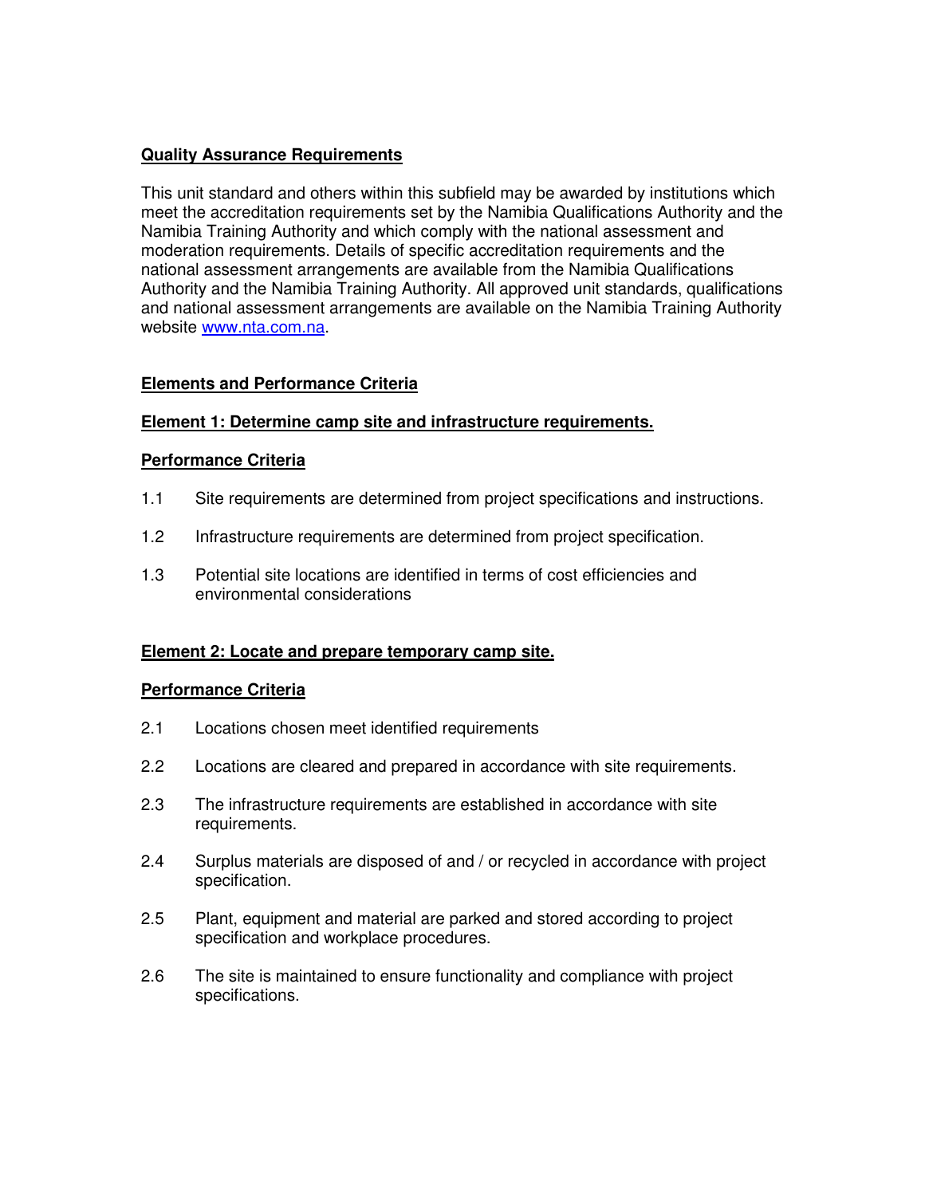**Quality Assurance Requirements**

This unit standard and others within this subfield may be awarded by institutions which meet the accreditation requirements set by the Namibia Qualifications Authority and the Namibia Training Authority and which comply with the national assessment and moderation requirements. Details of specific accreditation requirements and the national assessment arrangements are available from the Namibia Qualifications Authority and the Namibia Training Authority. All approved unit standards, qualifications and national assessment arrangements are available on the Namibia Training Authority website www.nta.com.na.

**Elements and Performance Criteria**

**Element 1: Determine camp site and infrastructure requirements.**

**Performance Criteria**

1.1 Site requirements are determined from project specifications and instructions.

1.2 Infrastructure requirements are determined from project specification.

1.3 Potential site locations are identified in terms of cost efficiencies and environmental considerations

**Element 2: Locate and prepare temporary camp site.**

**Performance Criteria**

2.1 Locations chosen meet identified requirements

2.2 Locations are cleared and prepared in accordance with site requirements.

2.3 The infrastructure requirements are established in accordance with site requirements.

2.4 Surplus materials are disposed of and / or recycled in accordance with project specification.

2.5 Plant, equipment and material are parked and stored according to project specification and workplace procedures.

2.6 The site is maintained to ensure functionality and compliance with project specifications.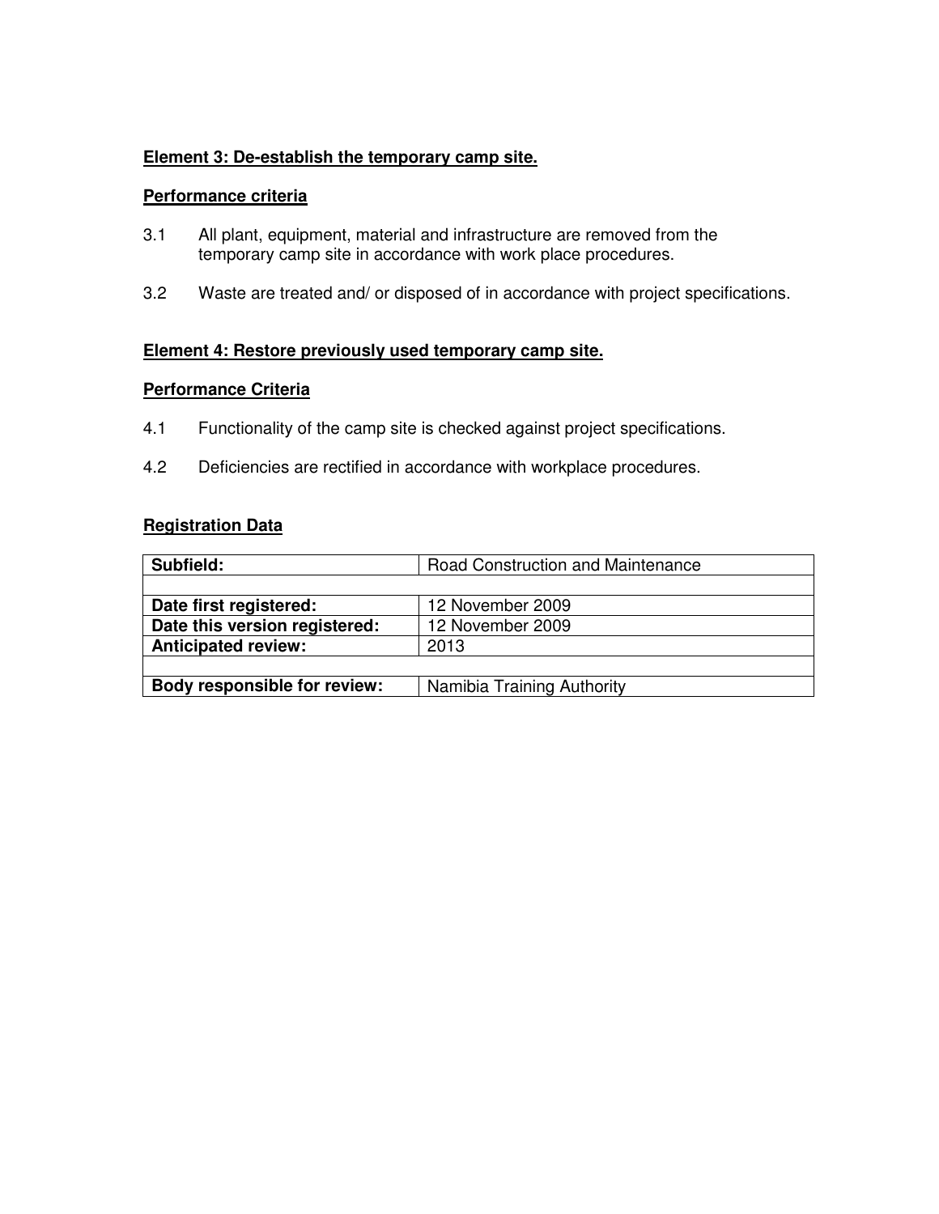**Element 3: De-establish the temporary camp site.**

**Performance criteria**

3.1 All plant, equipment, material and infrastructure are removed from the temporary camp site in accordance with work place procedures.

3.2 Waste are treated and/ or disposed of in accordance with project specifications.

**Element 4: Restore previously used temporary camp site.**

**Performance Criteria**

4.1 Functionality of the camp site is checked against project specifications.

4.2 Deficiencies are rectified in accordance with workplace procedures.

**Registration Data**

| | |
|---|---|
| **Subfield:** | Road Construction and Maintenance |
| | |
| **Date first registered:** | 12 November 2009 |
| **Date this version registered:** | 12 November 2009 |
| **Anticipated review:** | 2013 |
| | |
| **Body responsible for review:** | Namibia Training Authority |